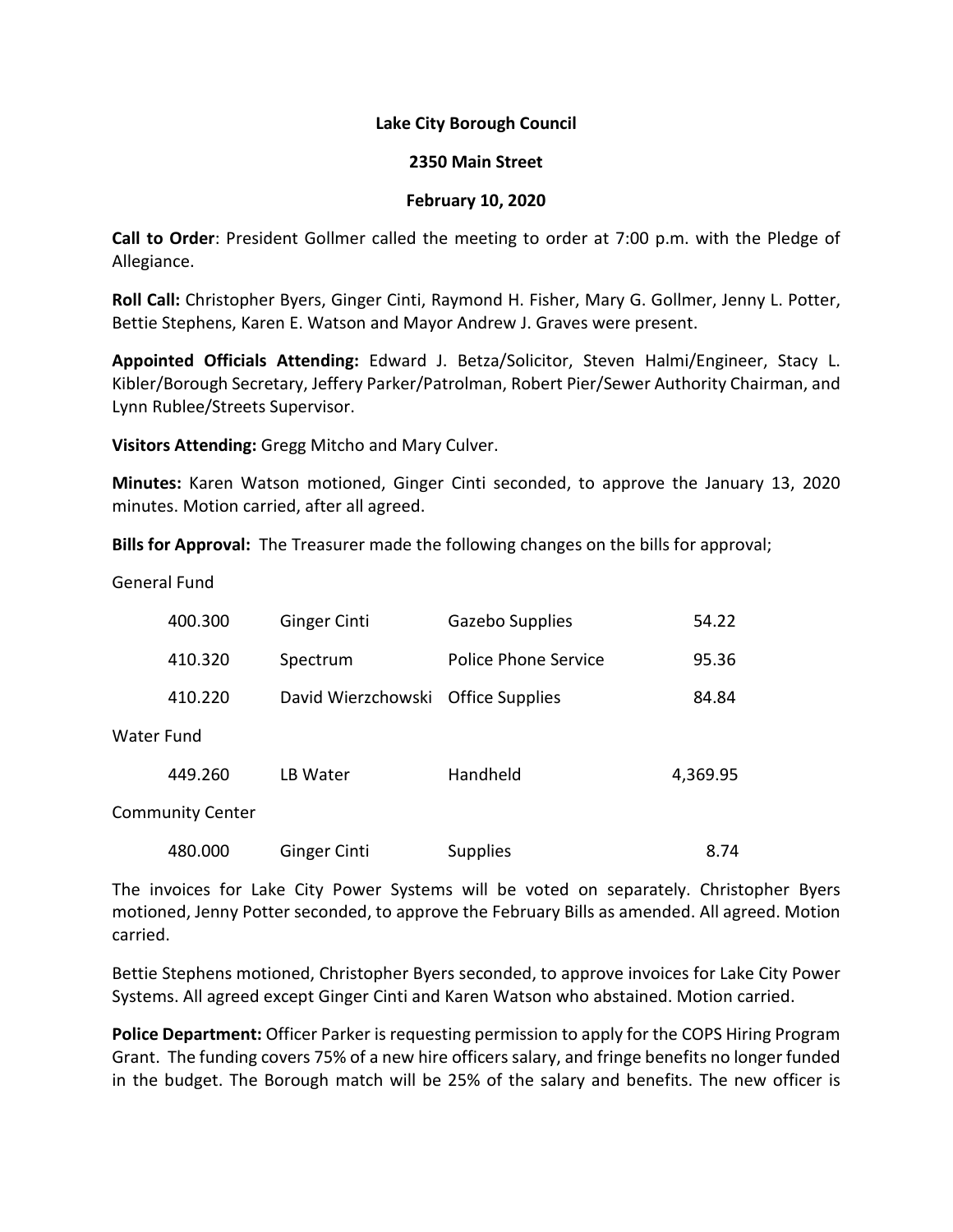**Lake City Borough Council**

**2350 Main Street**

**February 10, 2020**

**Call to Order**: President Gollmer called the meeting to order at 7:00 p.m. with the Pledge of Allegiance.

**Roll Call:** Christopher Byers, Ginger Cinti, Raymond H. Fisher, Mary G. Gollmer, Jenny L. Potter, Bettie Stephens, Karen E. Watson and Mayor Andrew J. Graves were present.

**Appointed Officials Attending:** Edward J. Betza/Solicitor, Steven Halmi/Engineer, Stacy L. Kibler/Borough Secretary, Jeffery Parker/Patrolman, Robert Pier/Sewer Authority Chairman, and Lynn Rublee/Streets Supervisor.

**Visitors Attending:** Gregg Mitcho and Mary Culver.

**Minutes:** Karen Watson motioned, Ginger Cinti seconded, to approve the January 13, 2020 minutes. Motion carried, after all agreed.

**Bills for Approval:** The Treasurer made the following changes on the bills for approval;

General Fund

| | | | |
|---|---|---|---|
| 400.300 | Ginger Cinti | Gazebo Supplies | 54.22 |
| 410.320 | Spectrum | Police Phone Service | 95.36 |
| 410.220 | David Wierzchowski | Office Supplies | 84.84 |

Water Fund

| | | | |
|---|---|---|---|
| 449.260 | LB Water | Handheld | 4,369.95 |

Community Center

| | | | |
|---|---|---|---|
| 480.000 | Ginger Cinti | Supplies | 8.74 |

The invoices for Lake City Power Systems will be voted on separately. Christopher Byers motioned, Jenny Potter seconded, to approve the February Bills as amended. All agreed. Motion carried.

Bettie Stephens motioned, Christopher Byers seconded, to approve invoices for Lake City Power Systems. All agreed except Ginger Cinti and Karen Watson who abstained. Motion carried.

**Police Department:** Officer Parker is requesting permission to apply for the COPS Hiring Program Grant. The funding covers 75% of a new hire officers salary, and fringe benefits no longer funded in the budget. The Borough match will be 25% of the salary and benefits. The new officer is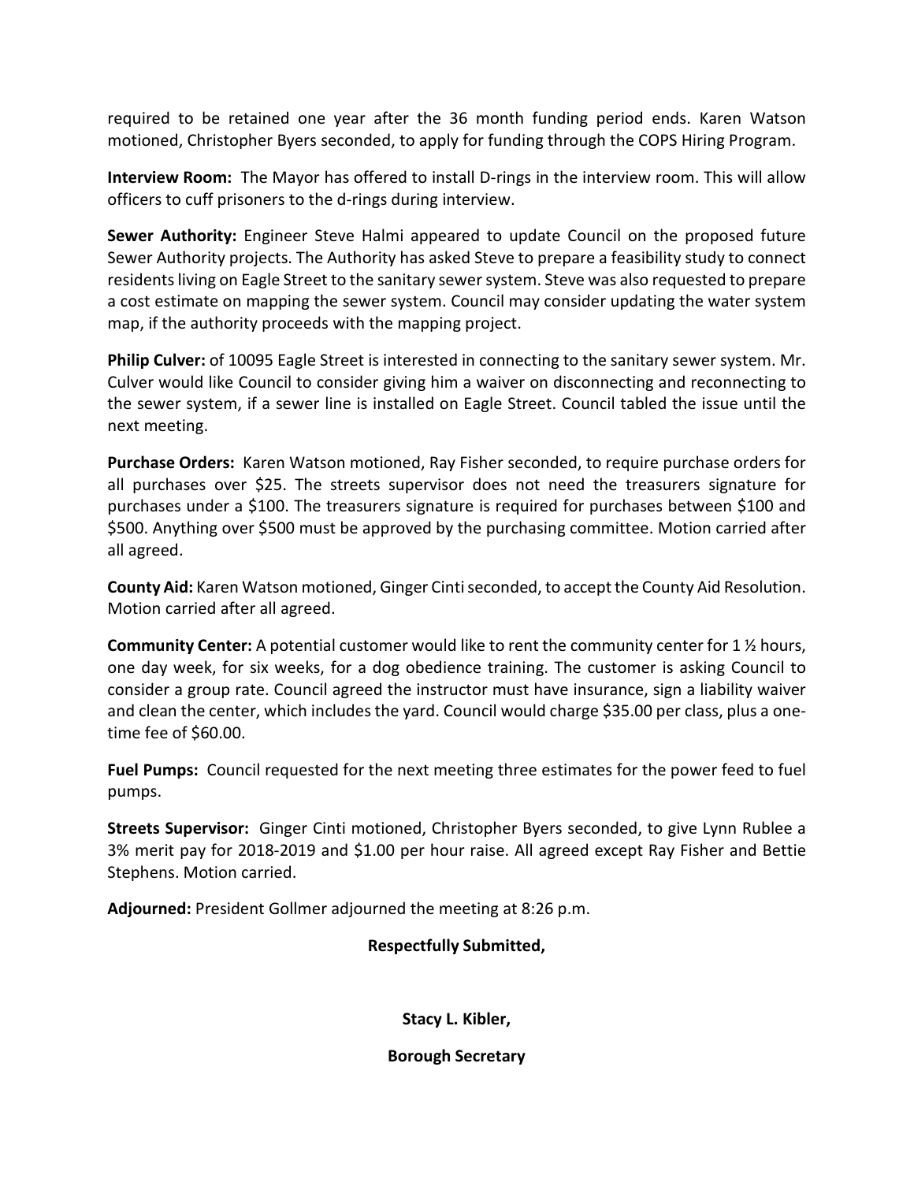required to be retained one year after the 36 month funding period ends. Karen Watson motioned, Christopher Byers seconded, to apply for funding through the COPS Hiring Program.

**Interview Room:** The Mayor has offered to install D-rings in the interview room. This will allow officers to cuff prisoners to the d-rings during interview.

**Sewer Authority:** Engineer Steve Halmi appeared to update Council on the proposed future Sewer Authority projects. The Authority has asked Steve to prepare a feasibility study to connect residents living on Eagle Street to the sanitary sewer system. Steve was also requested to prepare a cost estimate on mapping the sewer system. Council may consider updating the water system map, if the authority proceeds with the mapping project.

**Philip Culver:** of 10095 Eagle Street is interested in connecting to the sanitary sewer system. Mr. Culver would like Council to consider giving him a waiver on disconnecting and reconnecting to the sewer system, if a sewer line is installed on Eagle Street. Council tabled the issue until the next meeting.

**Purchase Orders:** Karen Watson motioned, Ray Fisher seconded, to require purchase orders for all purchases over $25. The streets supervisor does not need the treasurers signature for purchases under a $100. The treasurers signature is required for purchases between $100 and $500. Anything over $500 must be approved by the purchasing committee. Motion carried after all agreed.

**County Aid:** Karen Watson motioned, Ginger Cinti seconded, to accept the County Aid Resolution. Motion carried after all agreed.

**Community Center:** A potential customer would like to rent the community center for 1 ½ hours, one day week, for six weeks, for a dog obedience training. The customer is asking Council to consider a group rate. Council agreed the instructor must have insurance, sign a liability waiver and clean the center, which includes the yard. Council would charge $35.00 per class, plus a one-time fee of $60.00.

**Fuel Pumps:** Council requested for the next meeting three estimates for the power feed to fuel pumps.

**Streets Supervisor:** Ginger Cinti motioned, Christopher Byers seconded, to give Lynn Rublee a 3% merit pay for 2018-2019 and $1.00 per hour raise. All agreed except Ray Fisher and Bettie Stephens. Motion carried.

**Adjourned:** President Gollmer adjourned the meeting at 8:26 p.m.

**Respectfully Submitted,**

**Stacy L. Kibler,**

**Borough Secretary**